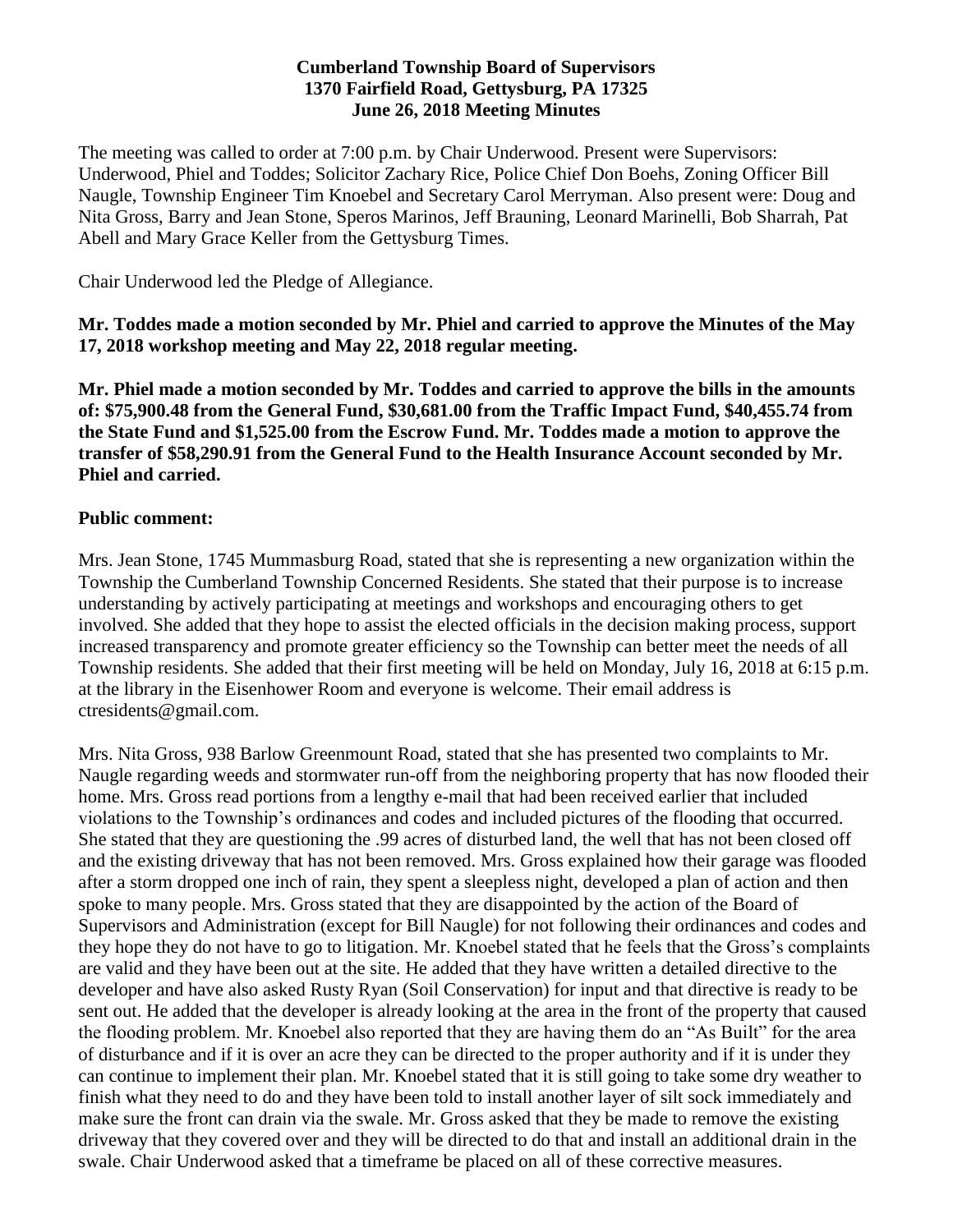**Cumberland Township Board of Supervisors**
**1370 Fairfield Road, Gettysburg, PA 17325**
**June 26, 2018 Meeting Minutes**

The meeting was called to order at 7:00 p.m. by Chair Underwood. Present were Supervisors: Underwood, Phiel and Toddes; Solicitor Zachary Rice, Police Chief Don Boehs, Zoning Officer Bill Naugle, Township Engineer Tim Knoebel and Secretary Carol Merryman. Also present were: Doug and Nita Gross, Barry and Jean Stone, Speros Marinos, Jeff Brauning, Leonard Marinelli, Bob Sharrah, Pat Abell and Mary Grace Keller from the Gettysburg Times.

Chair Underwood led the Pledge of Allegiance.

**Mr. Toddes made a motion seconded by Mr. Phiel and carried to approve the Minutes of the May 17, 2018 workshop meeting and May 22, 2018 regular meeting.**

**Mr. Phiel made a motion seconded by Mr. Toddes and carried to approve the bills in the amounts of: $75,900.48 from the General Fund, $30,681.00 from the Traffic Impact Fund, $40,455.74 from the State Fund and $1,525.00 from the Escrow Fund. Mr. Toddes made a motion to approve the transfer of $58,290.91 from the General Fund to the Health Insurance Account seconded by Mr. Phiel and carried.**

**Public comment:**

Mrs. Jean Stone, 1745 Mummasburg Road, stated that she is representing a new organization within the Township the Cumberland Township Concerned Residents. She stated that their purpose is to increase understanding by actively participating at meetings and workshops and encouraging others to get involved. She added that they hope to assist the elected officials in the decision making process, support increased transparency and promote greater efficiency so the Township can better meet the needs of all Township residents. She added that their first meeting will be held on Monday, July 16, 2018 at 6:15 p.m. at the library in the Eisenhower Room and everyone is welcome. Their email address is ctresidents@gmail.com.

Mrs. Nita Gross, 938 Barlow Greenmount Road, stated that she has presented two complaints to Mr. Naugle regarding weeds and stormwater run-off from the neighboring property that has now flooded their home. Mrs. Gross read portions from a lengthy e-mail that had been received earlier that included violations to the Township's ordinances and codes and included pictures of the flooding that occurred. She stated that they are questioning the .99 acres of disturbed land, the well that has not been closed off and the existing driveway that has not been removed. Mrs. Gross explained how their garage was flooded after a storm dropped one inch of rain, they spent a sleepless night, developed a plan of action and then spoke to many people. Mrs. Gross stated that they are disappointed by the action of the Board of Supervisors and Administration (except for Bill Naugle) for not following their ordinances and codes and they hope they do not have to go to litigation. Mr. Knoebel stated that he feels that the Gross's complaints are valid and they have been out at the site. He added that they have written a detailed directive to the developer and have also asked Rusty Ryan (Soil Conservation) for input and that directive is ready to be sent out. He added that the developer is already looking at the area in the front of the property that caused the flooding problem. Mr. Knoebel also reported that they are having them do an "As Built" for the area of disturbance and if it is over an acre they can be directed to the proper authority and if it is under they can continue to implement their plan. Mr. Knoebel stated that it is still going to take some dry weather to finish what they need to do and they have been told to install another layer of silt sock immediately and make sure the front can drain via the swale. Mr. Gross asked that they be made to remove the existing driveway that they covered over and they will be directed to do that and install an additional drain in the swale. Chair Underwood asked that a timeframe be placed on all of these corrective measures.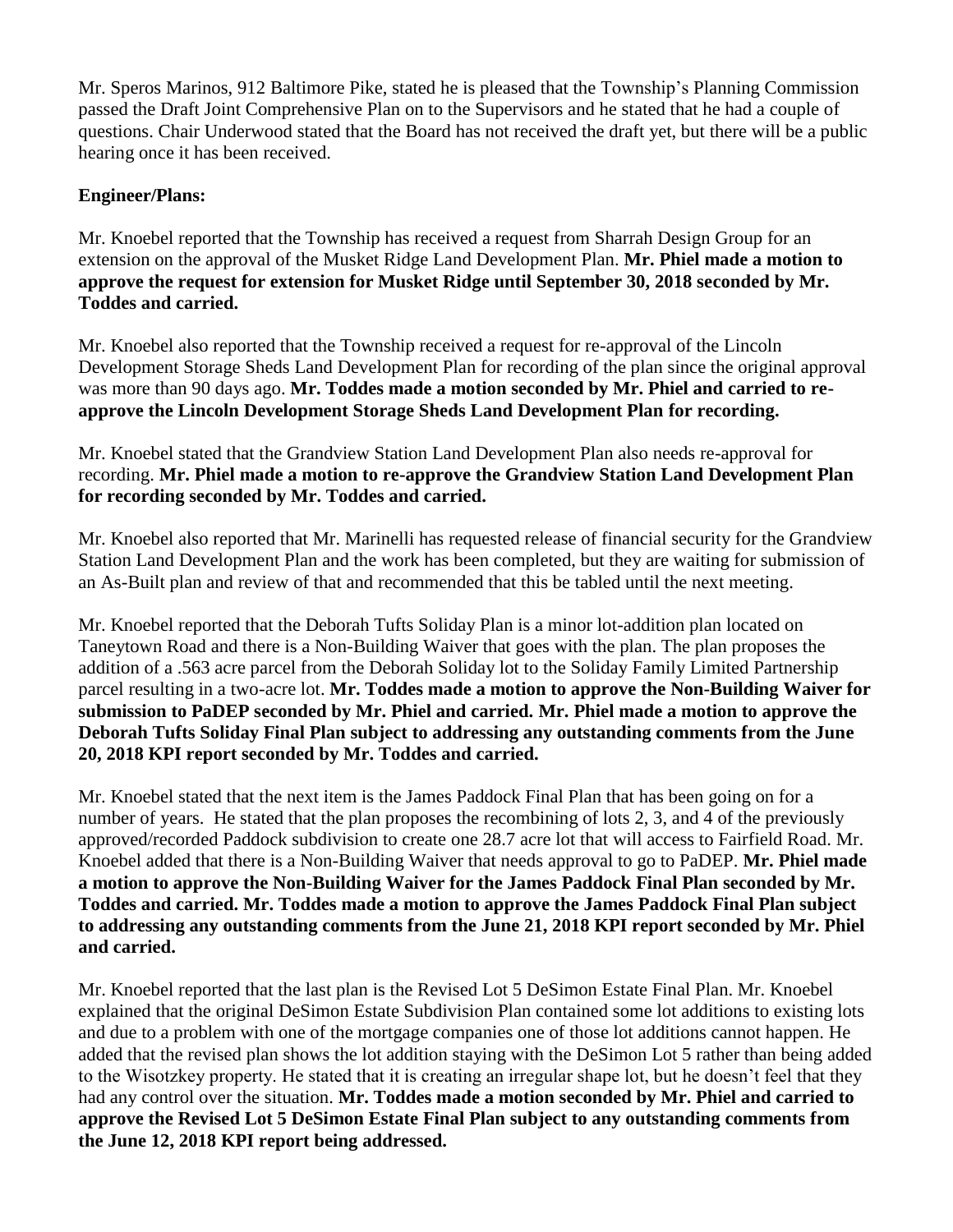Mr. Speros Marinos, 912 Baltimore Pike, stated he is pleased that the Township's Planning Commission passed the Draft Joint Comprehensive Plan on to the Supervisors and he stated that he had a couple of questions. Chair Underwood stated that the Board has not received the draft yet, but there will be a public hearing once it has been received.

**Engineer/Plans:**

Mr. Knoebel reported that the Township has received a request from Sharrah Design Group for an extension on the approval of the Musket Ridge Land Development Plan. **Mr. Phiel made a motion to approve the request for extension for Musket Ridge until September 30, 2018 seconded by Mr. Toddes and carried.**

Mr. Knoebel also reported that the Township received a request for re-approval of the Lincoln Development Storage Sheds Land Development Plan for recording of the plan since the original approval was more than 90 days ago. **Mr. Toddes made a motion seconded by Mr. Phiel and carried to re-approve the Lincoln Development Storage Sheds Land Development Plan for recording.**

Mr. Knoebel stated that the Grandview Station Land Development Plan also needs re-approval for recording. **Mr. Phiel made a motion to re-approve the Grandview Station Land Development Plan for recording seconded by Mr. Toddes and carried.**

Mr. Knoebel also reported that Mr. Marinelli has requested release of financial security for the Grandview Station Land Development Plan and the work has been completed, but they are waiting for submission of an As-Built plan and review of that and recommended that this be tabled until the next meeting.

Mr. Knoebel reported that the Deborah Tufts Soliday Plan is a minor lot-addition plan located on Taneytown Road and there is a Non-Building Waiver that goes with the plan. The plan proposes the addition of a .563 acre parcel from the Deborah Soliday lot to the Soliday Family Limited Partnership parcel resulting in a two-acre lot. **Mr. Toddes made a motion to approve the Non-Building Waiver for submission to PaDEP seconded by Mr. Phiel and carried. Mr. Phiel made a motion to approve the Deborah Tufts Soliday Final Plan subject to addressing any outstanding comments from the June 20, 2018 KPI report seconded by Mr. Toddes and carried.**

Mr. Knoebel stated that the next item is the James Paddock Final Plan that has been going on for a number of years. He stated that the plan proposes the recombining of lots 2, 3, and 4 of the previously approved/recorded Paddock subdivision to create one 28.7 acre lot that will access to Fairfield Road. Mr. Knoebel added that there is a Non-Building Waiver that needs approval to go to PaDEP. **Mr. Phiel made a motion to approve the Non-Building Waiver for the James Paddock Final Plan seconded by Mr. Toddes and carried. Mr. Toddes made a motion to approve the James Paddock Final Plan subject to addressing any outstanding comments from the June 21, 2018 KPI report seconded by Mr. Phiel and carried.**

Mr. Knoebel reported that the last plan is the Revised Lot 5 DeSimon Estate Final Plan. Mr. Knoebel explained that the original DeSimon Estate Subdivision Plan contained some lot additions to existing lots and due to a problem with one of the mortgage companies one of those lot additions cannot happen. He added that the revised plan shows the lot addition staying with the DeSimon Lot 5 rather than being added to the Wisotzkey property. He stated that it is creating an irregular shape lot, but he doesn't feel that they had any control over the situation. **Mr. Toddes made a motion seconded by Mr. Phiel and carried to approve the Revised Lot 5 DeSimon Estate Final Plan subject to any outstanding comments from the June 12, 2018 KPI report being addressed.**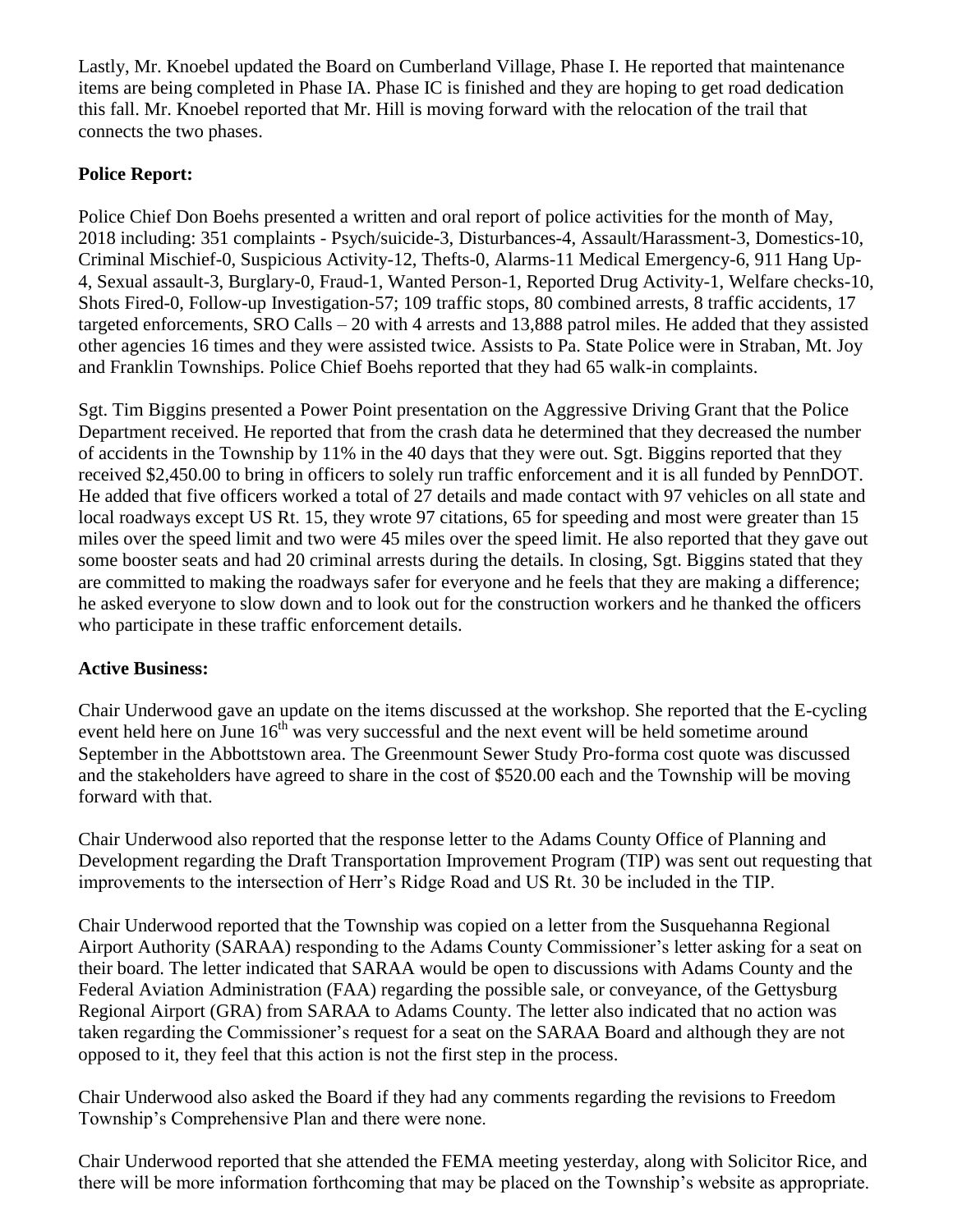Lastly, Mr. Knoebel updated the Board on Cumberland Village, Phase I. He reported that maintenance items are being completed in Phase IA. Phase IC is finished and they are hoping to get road dedication this fall. Mr. Knoebel reported that Mr. Hill is moving forward with the relocation of the trail that connects the two phases.

**Police Report:**

Police Chief Don Boehs presented a written and oral report of police activities for the month of May, 2018 including: 351 complaints - Psych/suicide-3, Disturbances-4, Assault/Harassment-3, Domestics-10, Criminal Mischief-0, Suspicious Activity-12, Thefts-0, Alarms-11 Medical Emergency-6, 911 Hang Up-4, Sexual assault-3, Burglary-0, Fraud-1, Wanted Person-1, Reported Drug Activity-1, Welfare checks-10, Shots Fired-0, Follow-up Investigation-57; 109 traffic stops, 80 combined arrests, 8 traffic accidents, 17 targeted enforcements, SRO Calls – 20 with 4 arrests and 13,888 patrol miles. He added that they assisted other agencies 16 times and they were assisted twice. Assists to Pa. State Police were in Straban, Mt. Joy and Franklin Townships. Police Chief Boehs reported that they had 65 walk-in complaints.

Sgt. Tim Biggins presented a Power Point presentation on the Aggressive Driving Grant that the Police Department received. He reported that from the crash data he determined that they decreased the number of accidents in the Township by 11% in the 40 days that they were out. Sgt. Biggins reported that they received $2,450.00 to bring in officers to solely run traffic enforcement and it is all funded by PennDOT. He added that five officers worked a total of 27 details and made contact with 97 vehicles on all state and local roadways except US Rt. 15, they wrote 97 citations, 65 for speeding and most were greater than 15 miles over the speed limit and two were 45 miles over the speed limit. He also reported that they gave out some booster seats and had 20 criminal arrests during the details. In closing, Sgt. Biggins stated that they are committed to making the roadways safer for everyone and he feels that they are making a difference; he asked everyone to slow down and to look out for the construction workers and he thanked the officers who participate in these traffic enforcement details.

**Active Business:**

Chair Underwood gave an update on the items discussed at the workshop. She reported that the E-cycling event held here on June 16th was very successful and the next event will be held sometime around September in the Abbottstown area. The Greenmount Sewer Study Pro-forma cost quote was discussed and the stakeholders have agreed to share in the cost of $520.00 each and the Township will be moving forward with that.

Chair Underwood also reported that the response letter to the Adams County Office of Planning and Development regarding the Draft Transportation Improvement Program (TIP) was sent out requesting that improvements to the intersection of Herr's Ridge Road and US Rt. 30 be included in the TIP.

Chair Underwood reported that the Township was copied on a letter from the Susquehanna Regional Airport Authority (SARAA) responding to the Adams County Commissioner's letter asking for a seat on their board. The letter indicated that SARAA would be open to discussions with Adams County and the Federal Aviation Administration (FAA) regarding the possible sale, or conveyance, of the Gettysburg Regional Airport (GRA) from SARAA to Adams County. The letter also indicated that no action was taken regarding the Commissioner's request for a seat on the SARAA Board and although they are not opposed to it, they feel that this action is not the first step in the process.

Chair Underwood also asked the Board if they had any comments regarding the revisions to Freedom Township's Comprehensive Plan and there were none.

Chair Underwood reported that she attended the FEMA meeting yesterday, along with Solicitor Rice, and there will be more information forthcoming that may be placed on the Township's website as appropriate.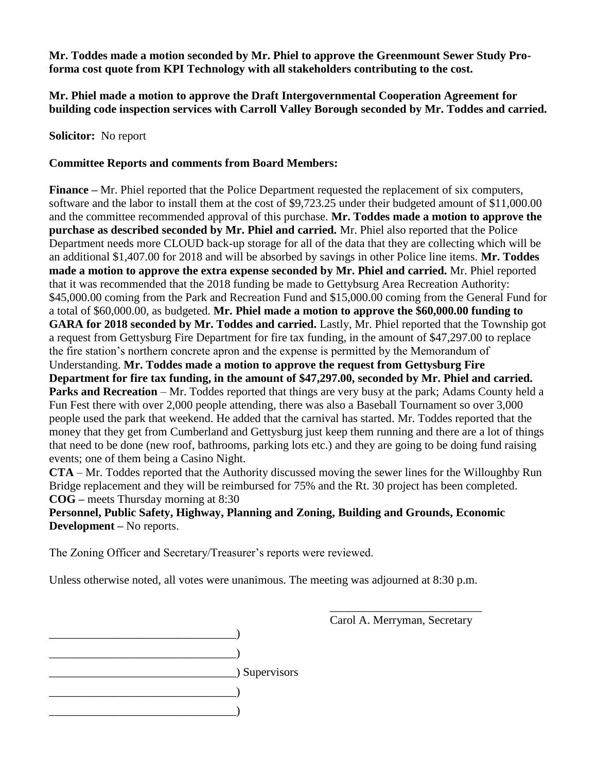**Mr. Toddes made a motion seconded by Mr. Phiel to approve the Greenmount Sewer Study Pro-forma cost quote from KPI Technology with all stakeholders contributing to the cost.**

**Mr. Phiel made a motion to approve the Draft Intergovernmental Cooperation Agreement for building code inspection services with Carroll Valley Borough seconded by Mr. Toddes and carried.**

**Solicitor:** No report

**Committee Reports and comments from Board Members:**

**Finance –** Mr. Phiel reported that the Police Department requested the replacement of six computers, software and the labor to install them at the cost of $9,723.25 under their budgeted amount of $11,000.00 and the committee recommended approval of this purchase. **Mr. Toddes made a motion to approve the purchase as described seconded by Mr. Phiel and carried.** Mr. Phiel also reported that the Police Department needs more CLOUD back-up storage for all of the data that they are collecting which will be an additional $1,407.00 for 2018 and will be absorbed by savings in other Police line items. **Mr. Toddes made a motion to approve the extra expense seconded by Mr. Phiel and carried.** Mr. Phiel reported that it was recommended that the 2018 funding be made to Gettybsurg Area Recreation Authority: $45,000.00 coming from the Park and Recreation Fund and $15,000.00 coming from the General Fund for a total of $60,000.00, as budgeted. **Mr. Phiel made a motion to approve the $60,000.00 funding to GARA for 2018 seconded by Mr. Toddes and carried.** Lastly, Mr. Phiel reported that the Township got a request from Gettysburg Fire Department for fire tax funding, in the amount of $47,297.00 to replace the fire station's northern concrete apron and the expense is permitted by the Memorandum of Understanding. **Mr. Toddes made a motion to approve the request from Gettysburg Fire Department for fire tax funding, in the amount of $47,297.00, seconded by Mr. Phiel and carried.**

**Parks and Recreation** – Mr. Toddes reported that things are very busy at the park; Adams County held a Fun Fest there with over 2,000 people attending, there was also a Baseball Tournament so over 3,000 people used the park that weekend. He added that the carnival has started. Mr. Toddes reported that the money that they get from Cumberland and Gettysburg just keep them running and there are a lot of things that need to be done (new roof, bathrooms, parking lots etc.) and they are going to be doing fund raising events; one of them being a Casino Night.

**CTA** – Mr. Toddes reported that the Authority discussed moving the sewer lines for the Willoughby Run Bridge replacement and they will be reimbursed for 75% and the Rt. 30 project has been completed.

**COG –** meets Thursday morning at 8:30

**Personnel, Public Safety, Highway, Planning and Zoning, Building and Grounds, Economic Development –** No reports.

The Zoning Officer and Secretary/Treasurer's reports were reviewed.

Unless otherwise noted, all votes were unanimous. The meeting was adjourned at 8:30 p.m.

\_\_\_\_\_\_\_\_\_\_\_\_\_\_\_\_\_\_\_\_\_\_\_\_\_\_\_

Carol A. Merryman, Secretary

\_\_\_\_\_\_\_\_\_\_\_\_\_\_\_\_\_\_\_\_\_\_\_\_\_\_\_\_\_\_\_\_\_)

\_\_\_\_\_\_\_\_\_\_\_\_\_\_\_\_\_\_\_\_\_\_\_\_\_\_\_\_\_\_\_\_\_)

\_\_\_\_\_\_\_\_\_\_\_\_\_\_\_\_\_\_\_\_\_\_\_\_\_\_\_\_\_\_\_\_\_) Supervisors

\_\_\_\_\_\_\_\_\_\_\_\_\_\_\_\_\_\_\_\_\_\_\_\_\_\_\_\_\_\_\_\_\_)

\_\_\_\_\_\_\_\_\_\_\_\_\_\_\_\_\_\_\_\_\_\_\_\_\_\_\_\_\_\_\_\_\_)